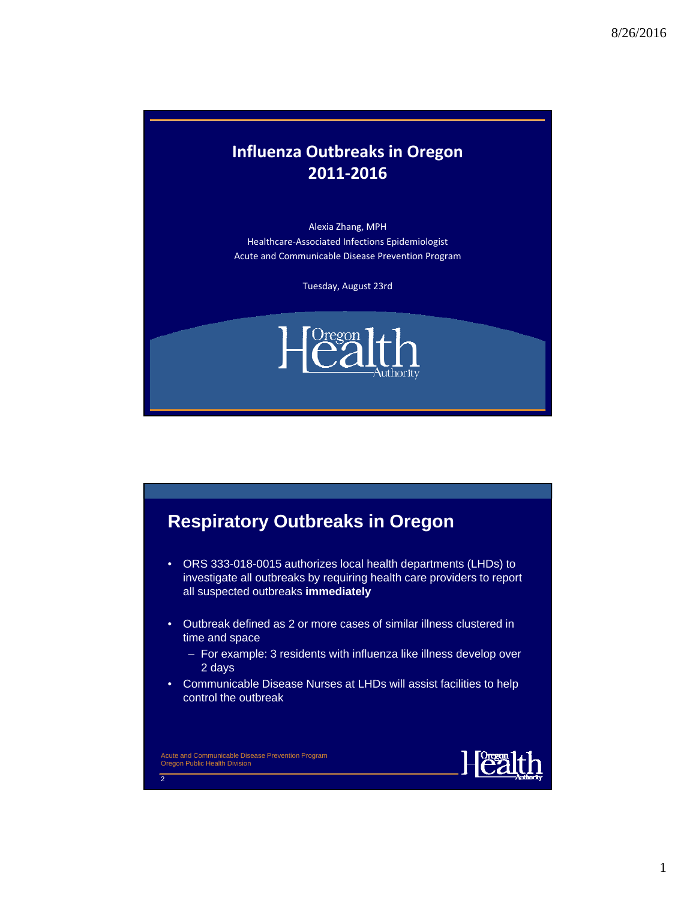# Influenza Outbreaks in Oregon 2011-2016

Alexia Zhang, MPH

Healthcare-Associated Infections Epidemiologist

Acute and Communicable Disease Prevention Program

Tuesday, August 23rd

Oregon Health Authority

## Respiratory Outbreaks in Oregon

- ORS 333-018-0015 authorizes local health departments (LHDs) to investigate all outbreaks by requiring health care providers to report all suspected outbreaks **immediately**
- Outbreak defined as 2 or more cases of similar illness clustered in time and space
  - For example: 3 residents with influenza like illness develop over 2 days
- Communicable Disease Nurses at LHDs will assist facilities to help control the outbreak

Acute and Communicable Disease Prevention Program
Oregon Public Health Division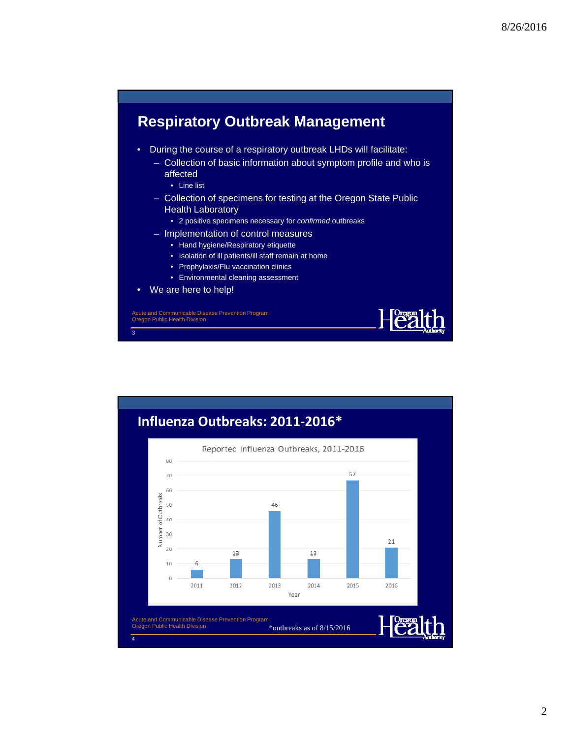## Respiratory Outbreak Management

- During the course of a respiratory outbreak LHDs will facilitate:
  - Collection of basic information about symptom profile and who is affected
    - Line list
  - Collection of specimens for testing at the Oregon State Public Health Laboratory
    - 2 positive specimens necessary for *confirmed* outbreaks
  - Implementation of control measures
    - Hand hygiene/Respiratory etiquette
    - Isolation of ill patients/ill staff remain at home
    - Prophylaxis/Flu vaccination clinics
    - Environmental cleaning assessment
- We are here to help!

Acute and Communicable Disease Prevention Program
Oregon Public Health Division

## Influenza Outbreaks: 2011-2016*

Reported Influenza Outbreaks, 2011-2016

| Year | Number of Outbreaks |
|---|---|
| 2011 | 6 |
| 2012 | 13 |
| 2013 | 46 |
| 2014 | 13 |
| 2015 | 67 |
| 2016 | 21 |

Acute and Communicable Disease Prevention Program
Oregon Public Health Division

*outbreaks as of 8/15/2016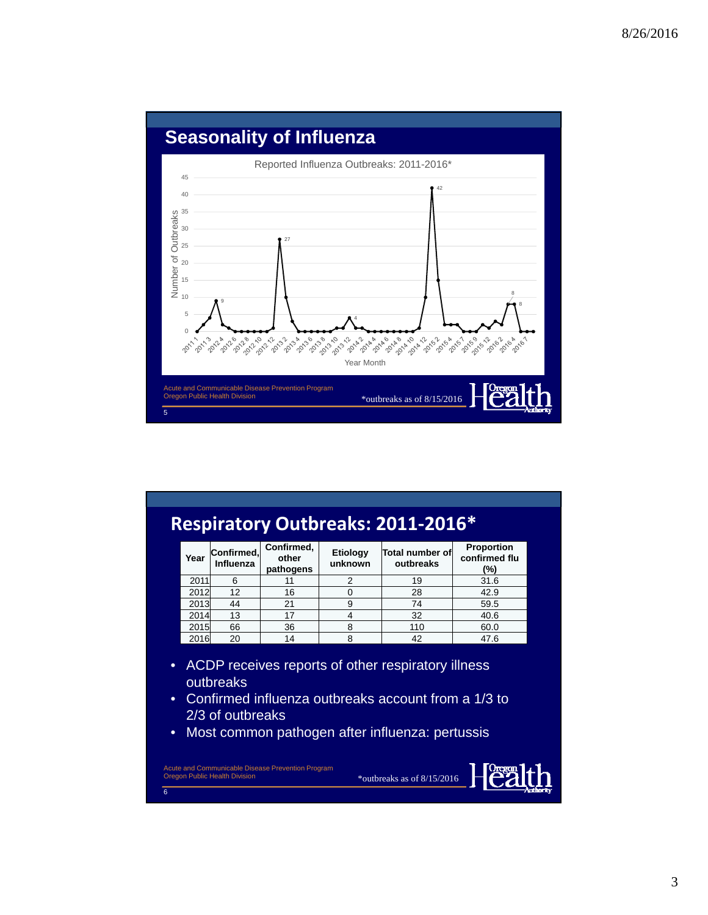## Seasonality of Influenza

Reported Influenza Outbreaks: 2011-2016*

Acute and Communicable Disease Prevention Program
Oregon Public Health Division

*outbreaks as of 8/15/2016

## Respiratory Outbreaks: 2011-2016*

| Year | Confirmed, Influenza | Confirmed, other pathogens | Etiology unknown | Total number of outbreaks | Proportion confirmed flu (%) |
|---|---|---|---|---|---|
| 2011 | 6 | 11 | 2 | 19 | 31.6 |
| 2012 | 12 | 16 | 0 | 28 | 42.9 |
| 2013 | 44 | 21 | 9 | 74 | 59.5 |
| 2014 | 13 | 17 | 4 | 32 | 40.6 |
| 2015 | 66 | 36 | 8 | 110 | 60.0 |
| 2016 | 20 | 14 | 8 | 42 | 47.6 |

- ACDP receives reports of other respiratory illness outbreaks
- Confirmed influenza outbreaks account from a 1/3 to 2/3 of outbreaks
- Most common pathogen after influenza: pertussis

Acute and Communicable Disease Prevention Program
Oregon Public Health Division

*outbreaks as of 8/15/2016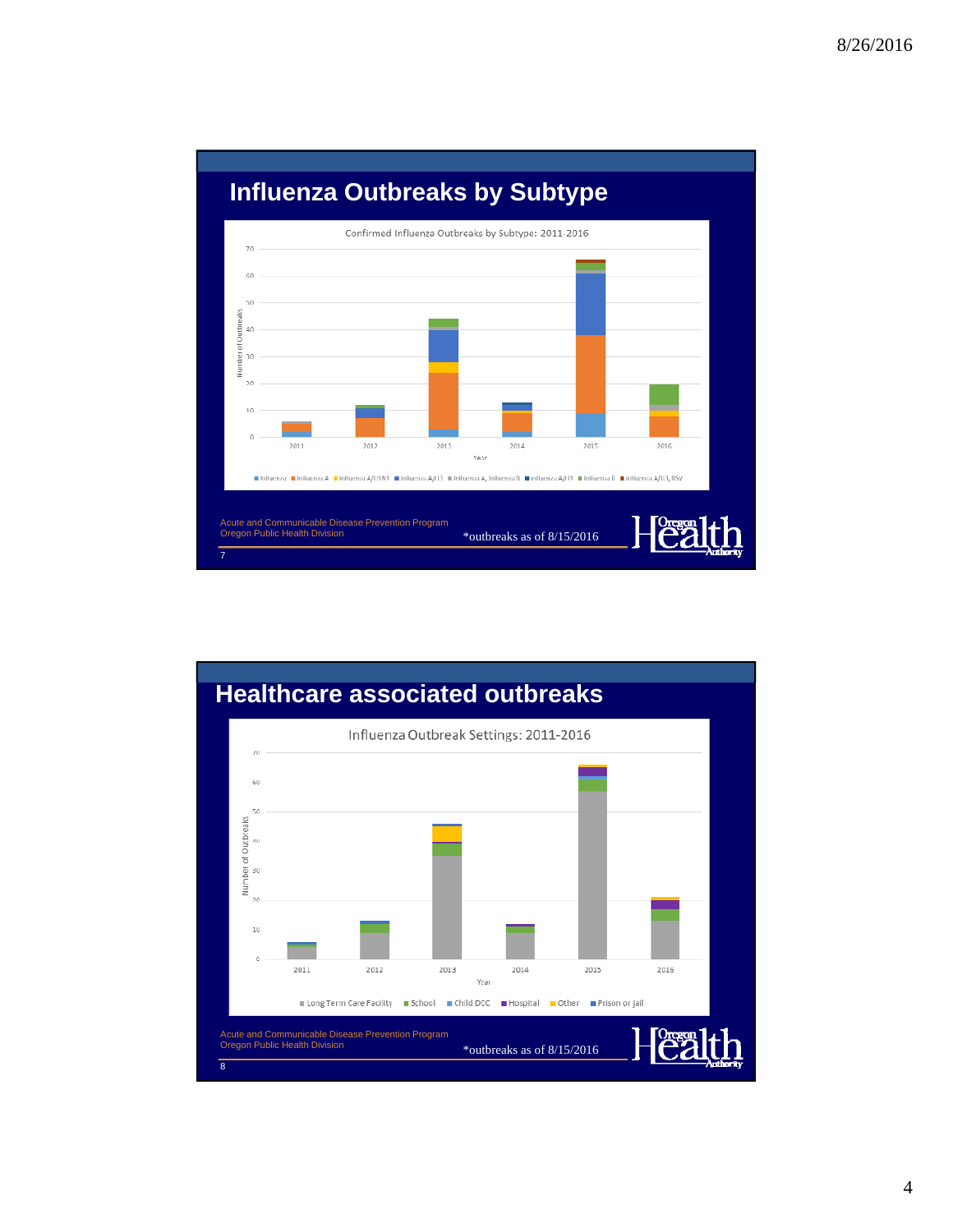## Influenza Outbreaks by Subtype

Confirmed Influenza Outbreaks by Subtype: 2011-2016

Acute and Communicable Disease Prevention Program
Oregon Public Health Division

*outbreaks as of 8/15/2016

## Healthcare associated outbreaks

Influenza Outbreak Settings: 2011-2016

Acute and Communicable Disease Prevention Program
Oregon Public Health Division

*outbreaks as of 8/15/2016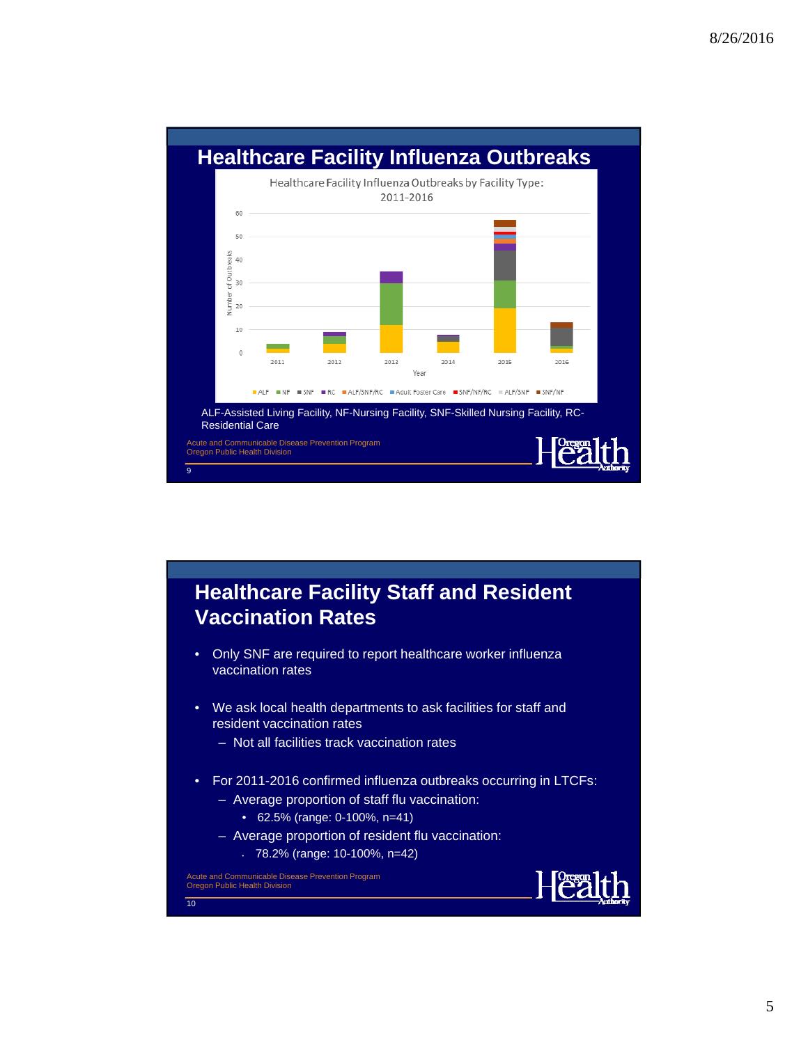## Healthcare Facility Influenza Outbreaks

Healthcare Facility Influenza Outbreaks by Facility Type: 2011-2016

ALF-Assisted Living Facility, NF-Nursing Facility, SNF-Skilled Nursing Facility, RC-Residential Care

Acute and Communicable Disease Prevention Program
Oregon Public Health Division

## Healthcare Facility Staff and Resident Vaccination Rates

- Only SNF are required to report healthcare worker influenza vaccination rates
- We ask local health departments to ask facilities for staff and resident vaccination rates
  - Not all facilities track vaccination rates
- For 2011-2016 confirmed influenza outbreaks occurring in LTCFs:
  - Average proportion of staff flu vaccination:
    - 62.5% (range: 0-100%, n=41)
  - Average proportion of resident flu vaccination:
    - 78.2% (range: 10-100%, n=42)

Acute and Communicable Disease Prevention Program
Oregon Public Health Division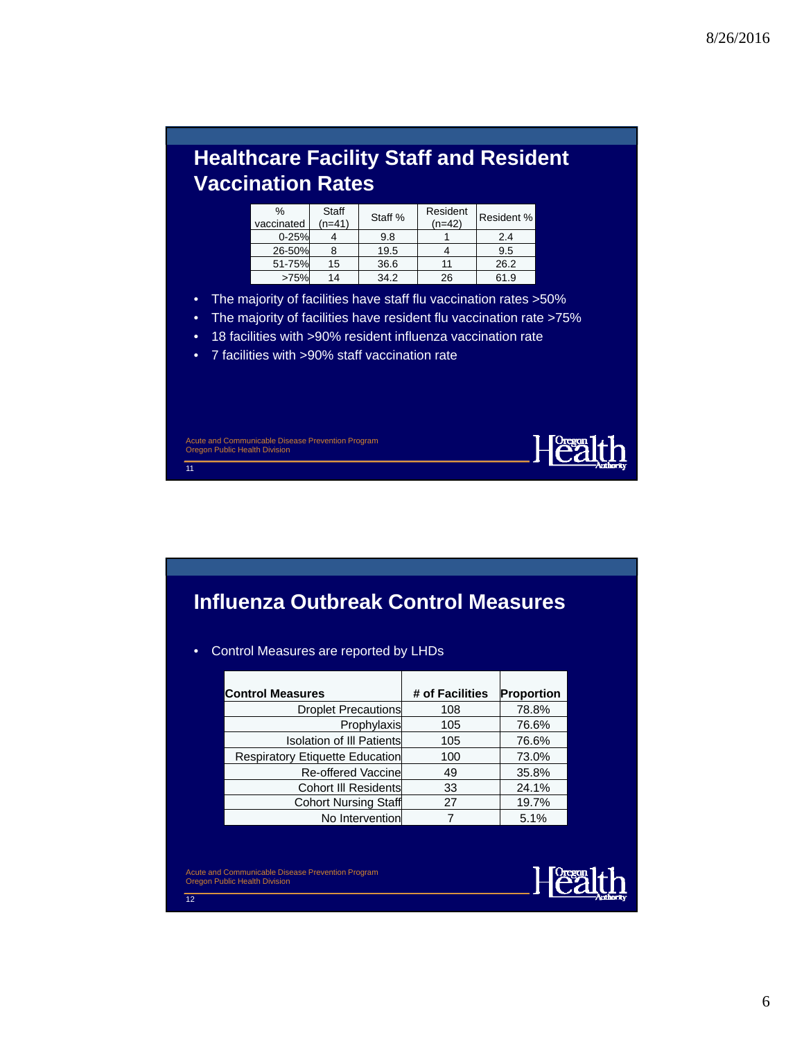## Healthcare Facility Staff and Resident Vaccination Rates

| % vaccinated | Staff (n=41) | Staff % | Resident (n=42) | Resident % |
|---|---|---|---|---|
| 0-25% | 4 | 9.8 | 1 | 2.4 |
| 26-50% | 8 | 19.5 | 4 | 9.5 |
| 51-75% | 15 | 36.6 | 11 | 26.2 |
| >75% | 14 | 34.2 | 26 | 61.9 |

- The majority of facilities have staff flu vaccination rates >50%
- The majority of facilities have resident flu vaccination rate >75%
- 18 facilities with >90% resident influenza vaccination rate
- 7 facilities with >90% staff vaccination rate

Acute and Communicable Disease Prevention Program
Oregon Public Health Division

## Influenza Outbreak Control Measures

- Control Measures are reported by LHDs

| Control Measures | # of Facilities | Proportion |
|---|---|---|
| Droplet Precautions | 108 | 78.8% |
| Prophylaxis | 105 | 76.6% |
| Isolation of Ill Patients | 105 | 76.6% |
| Respiratory Etiquette Education | 100 | 73.0% |
| Re-offered Vaccine | 49 | 35.8% |
| Cohort Ill Residents | 33 | 24.1% |
| Cohort Nursing Staff | 27 | 19.7% |
| No Intervention | 7 | 5.1% |

Acute and Communicable Disease Prevention Program
Oregon Public Health Division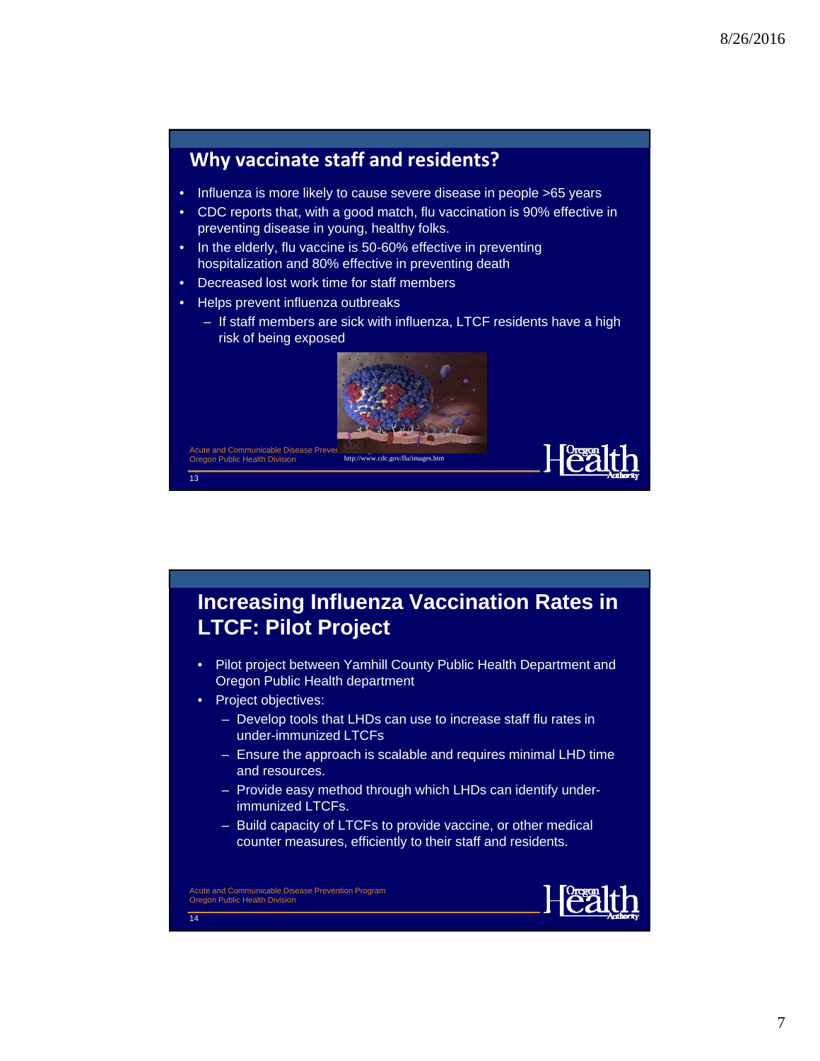## Why vaccinate staff and residents?

- Influenza is more likely to cause severe disease in people >65 years
- CDC reports that, with a good match, flu vaccination is 90% effective in preventing disease in young, healthy folks.
- In the elderly, flu vaccine is 50-60% effective in preventing hospitalization and 80% effective in preventing death
- Decreased lost work time for staff members
- Helps prevent influenza outbreaks
  - If staff members are sick with influenza, LTCF residents have a high risk of being exposed

http://www.cdc.gov/flu/images.htm

Acute and Communicable Disease Prevention Program
Oregon Public Health Division

## Increasing Influenza Vaccination Rates in LTCF: Pilot Project

- Pilot project between Yamhill County Public Health Department and Oregon Public Health department
- Project objectives:
  - Develop tools that LHDs can use to increase staff flu rates in under-immunized LTCFs
  - Ensure the approach is scalable and requires minimal LHD time and resources.
  - Provide easy method through which LHDs can identify under-immunized LTCFs.
  - Build capacity of LTCFs to provide vaccine, or other medical counter measures, efficiently to their staff and residents.

Acute and Communicable Disease Prevention Program
Oregon Public Health Division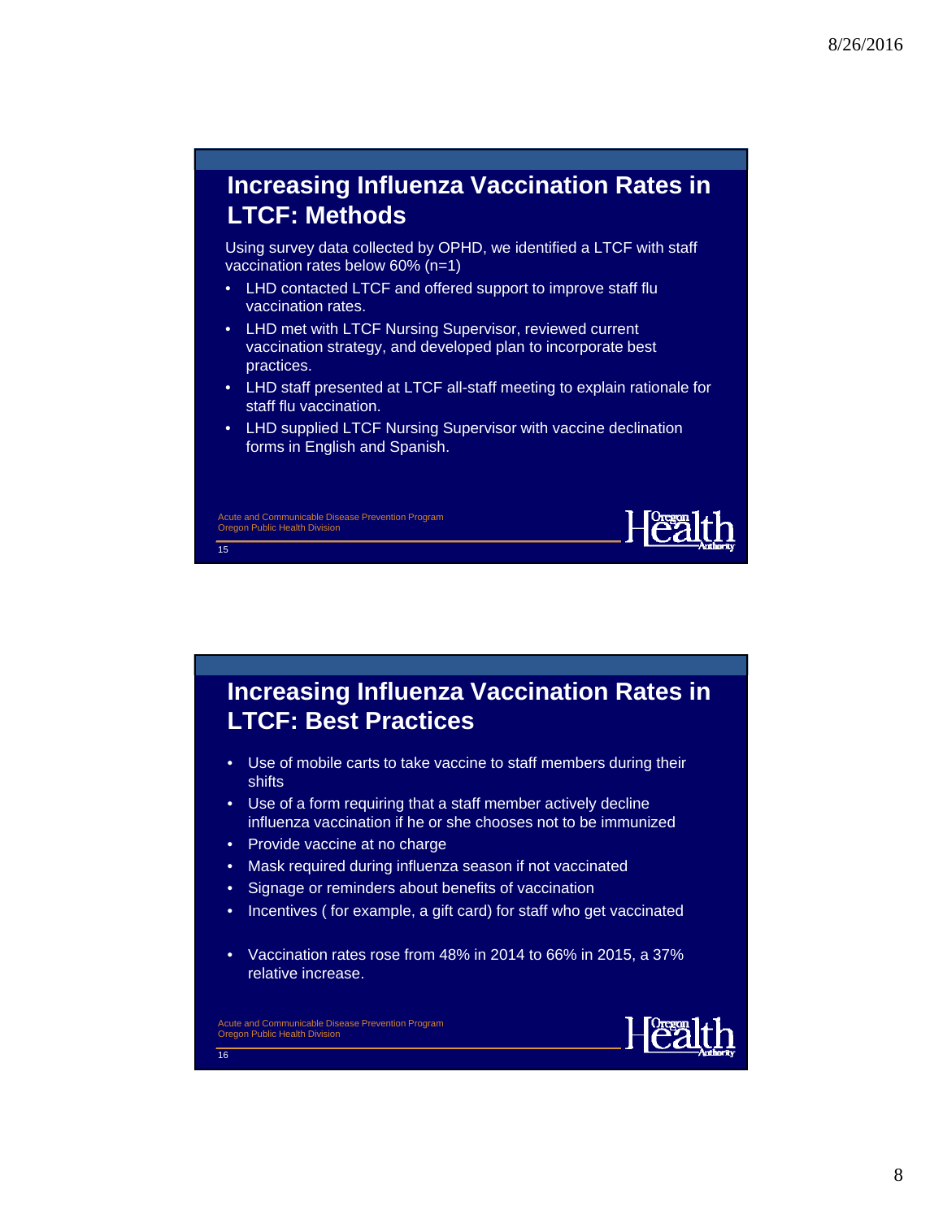## Increasing Influenza Vaccination Rates in LTCF: Methods

Using survey data collected by OPHD, we identified a LTCF with staff vaccination rates below 60% (n=1)

- LHD contacted LTCF and offered support to improve staff flu vaccination rates.
- LHD met with LTCF Nursing Supervisor, reviewed current vaccination strategy, and developed plan to incorporate best practices.
- LHD staff presented at LTCF all-staff meeting to explain rationale for staff flu vaccination.
- LHD supplied LTCF Nursing Supervisor with vaccine declination forms in English and Spanish.

Acute and Communicable Disease Prevention Program
Oregon Public Health Division

## Increasing Influenza Vaccination Rates in LTCF: Best Practices

- Use of mobile carts to take vaccine to staff members during their shifts
- Use of a form requiring that a staff member actively decline influenza vaccination if he or she chooses not to be immunized
- Provide vaccine at no charge
- Mask required during influenza season if not vaccinated
- Signage or reminders about benefits of vaccination
- Incentives ( for example, a gift card) for staff who get vaccinated

- Vaccination rates rose from 48% in 2014 to 66% in 2015, a 37% relative increase.

Acute and Communicable Disease Prevention Program
Oregon Public Health Division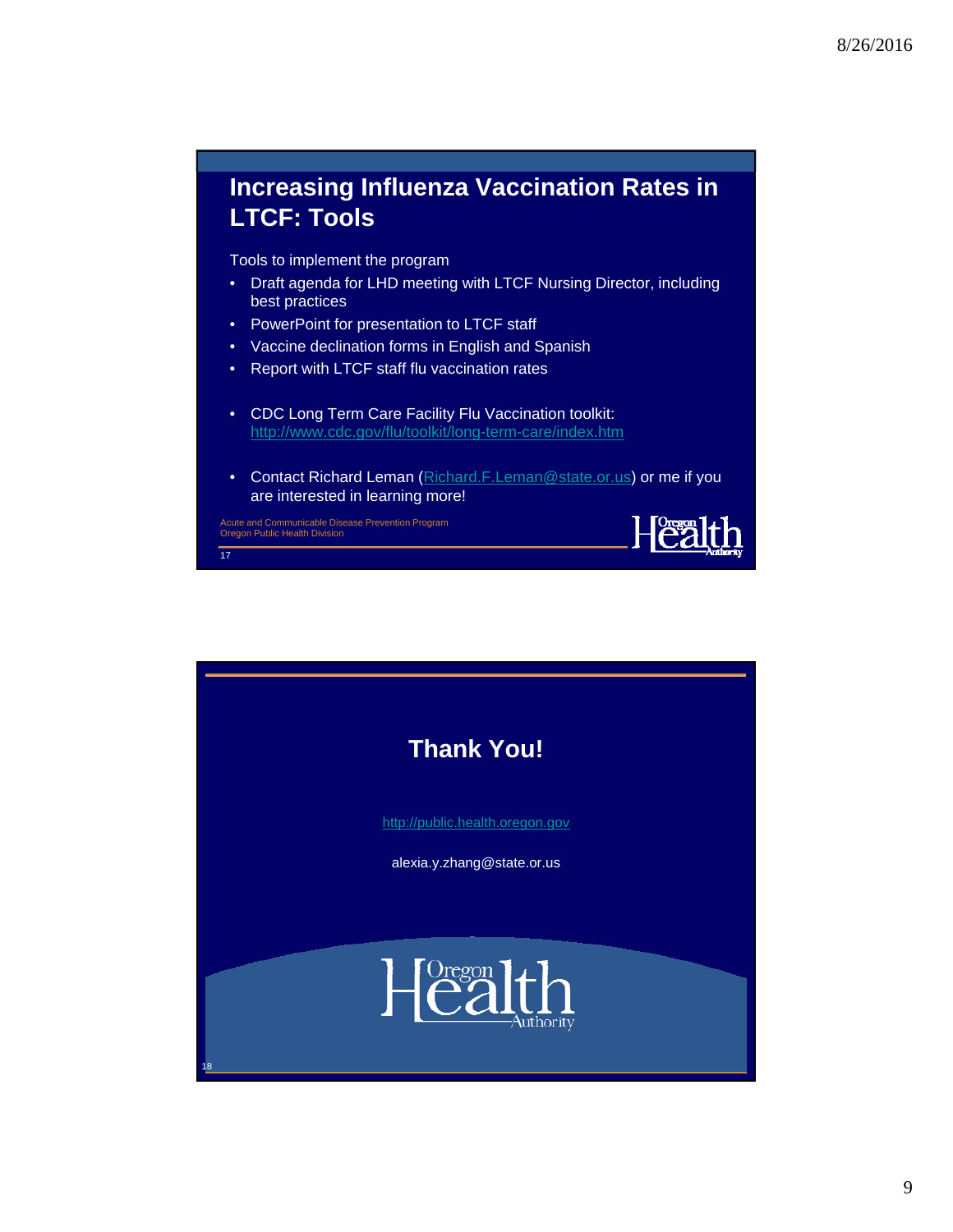## Increasing Influenza Vaccination Rates in LTCF: Tools

Tools to implement the program

- Draft agenda for LHD meeting with LTCF Nursing Director, including best practices
- PowerPoint for presentation to LTCF staff
- Vaccine declination forms in English and Spanish
- Report with LTCF staff flu vaccination rates

- CDC Long Term Care Facility Flu Vaccination toolkit: http://www.cdc.gov/flu/toolkit/long-term-care/index.htm

- Contact Richard Leman (Richard.F.Leman@state.or.us) or me if you are interested in learning more!

Acute and Communicable Disease Prevention Program
Oregon Public Health Division

## Thank You!

http://public.health.oregon.gov

alexia.y.zhang@state.or.us